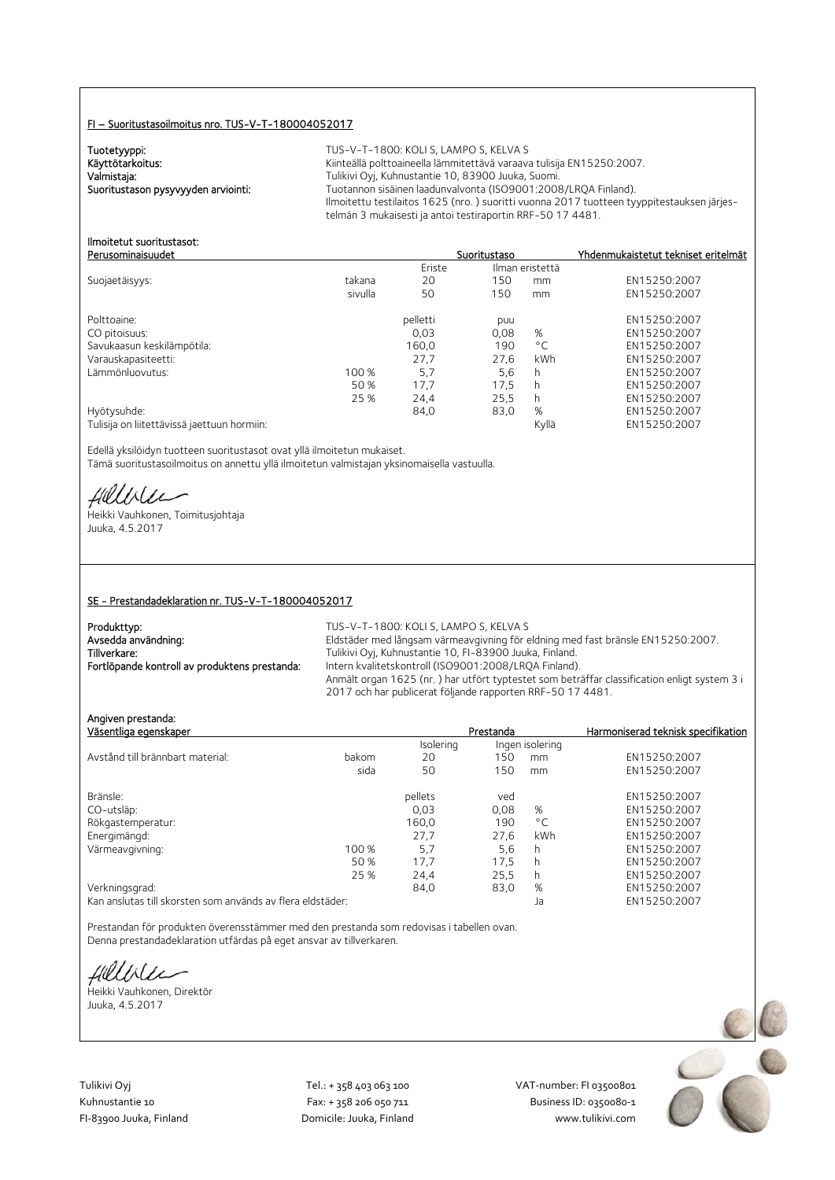## FI – Suoritustasoilmoitus nro. TUS-V-T-180004052017

**Tuotetyyppi:** TUS-V-T-1800: KOLI S, LAMPO S, KELVA S

**Käyttötarkoitus:** Kiinteällä polttoaineella lämmitettävä varaava tulisija EN15250:2007.

**Valmistaja:** Tulikivi Oyj, Kuhnustantie 10, 83900 Juuka, Suomi.

**Suoritustason pysyvyyden arviointi:** Tuotannon sisäinen laadunvalvonta (ISO9001:2008/LRQA Finland). Ilmoitettu testilaitos 1625 (nro. ) suoritti vuonna 2017 tuotteen tyyppitestauksen järjestelmän 3 mukaisesti ja antoi testiraportin RRF-50 17 4481.

**Ilmoitetut suoritustasot:**

| Perusominaisuudet | | Suoritustaso | | | Yhdenmukaistetut tekniset eritelmät |
|---|---|---|---|---|---|
| | | Eriste | Ilman eristettä | | |
| Suojaetäisyys: | takana | 20 | 150 | mm | EN15250:2007 |
| | sivulla | 50 | 150 | mm | EN15250:2007 |
| Polttoaine: | | pelletti | puu | | EN15250:2007 |
| CO pitoisuus: | | 0,03 | 0,08 | % | EN15250:2007 |
| Savukaasun keskilämpötila: | | 160,0 | 190 | °C | EN15250:2007 |
| Varauskapasiteetti: | | 27,7 | 27,6 | kWh | EN15250:2007 |
| Lämmönluovutus: | 100 % | 5,7 | 5,6 | h | EN15250:2007 |
| | 50 % | 17,7 | 17,5 | h | EN15250:2007 |
| | 25 % | 24,4 | 25,5 | h | EN15250:2007 |
| Hyötysuhde: | | 84,0 | 83,0 | % | EN15250:2007 |
| Tulisija on liitettävissä jaettuun hormiin: | | | | Kyllä | EN15250:2007 |

Edellä yksilöidyn tuotteen suoritustasot ovat yllä ilmoitetun mukaiset.
Tämä suoritustasoilmoitus on annettu yllä ilmoitetun valmistajan yksinomaisella vastuulla.

Heikki Vauhkonen, Toimitusjohtaja
Juuka, 4.5.2017

## SE - Prestandadeklaration nr. TUS-V-T-180004052017

**Produkttyp:** TUS-V-T-1800: KOLI S, LAMPO S, KELVA S

**Avsedda användning:** Eldstäder med långsam värmeavgivning för eldning med fast bränsle EN15250:2007.

**Tillverkare:** Tulikivi Oyj, Kuhnustantie 10, FI-83900 Juuka, Finland.

**Fortlöpande kontroll av produktens prestanda:** Intern kvalitetskontroll (ISO9001:2008/LRQA Finland). Anmält organ 1625 (nr. ) har utfört typtestet som beträffar classification enligt system 3 i 2017 och har publicerat följande rapporten RRF-50 17 4481.

**Angiven prestanda:**

| Väsentliga egenskaper | | Prestanda | | | Harmoniserad teknisk specifikation |
|---|---|---|---|---|---|
| | | Isolering | Ingen isolering | | |
| Avstånd till brännbart material: | bakom | 20 | 150 | mm | EN15250:2007 |
| | sida | 50 | 150 | mm | EN15250:2007 |
| Bränsle: | | pellets | ved | | EN15250:2007 |
| CO-utsläp: | | 0,03 | 0,08 | % | EN15250:2007 |
| Rökgastemperatur: | | 160,0 | 190 | °C | EN15250:2007 |
| Energimängd: | | 27,7 | 27,6 | kWh | EN15250:2007 |
| Värmeavgivning: | 100 % | 5,7 | 5,6 | h | EN15250:2007 |
| | 50 % | 17,7 | 17,5 | h | EN15250:2007 |
| | 25 % | 24,4 | 25,5 | h | EN15250:2007 |
| Verkningsgrad: | | 84,0 | 83,0 | % | EN15250:2007 |
| Kan anslutas till skorsten som används av flera eldstäder: | | | | Ja | EN15250:2007 |

Prestandan för produkten överensstämmer med den prestanda som redovisas i tabellen ovan.
Denna prestandadeklaration utfärdas på eget ansvar av tillverkaren.

Heikki Vauhkonen, Direktör
Juuka, 4.5.2017

Tulikivi Oyj
Kuhnustantie 10
FI-83900 Juuka, Finland

Tel.: + 358 403 063 100
Fax: + 358 206 050 711
Domicile: Juuka, Finland

VAT-number: FI 03500801
Business ID: 0350080-1
www.tulikivi.com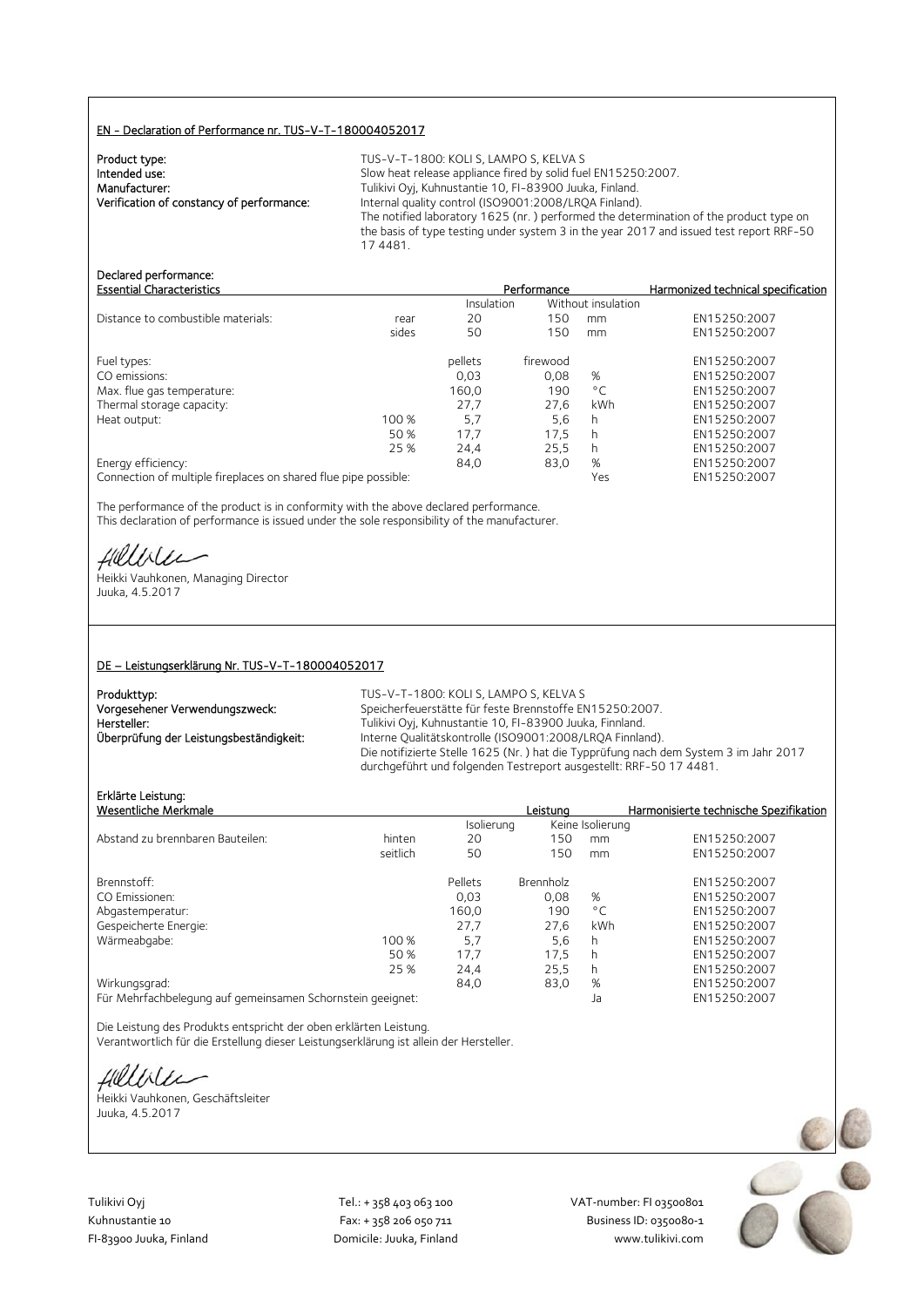## EN - Declaration of Performance nr. TUS-V-T-180004052017

**Product type:** TUS-V-T-1800: KOLI S, LAMPO S, KELVA S
**Intended use:** Slow heat release appliance fired by solid fuel EN15250:2007.
**Manufacturer:** Tulikivi Oyj, Kuhnustantie 10, FI-83900 Juuka, Finland.
**Verification of constancy of performance:** Internal quality control (ISO9001:2008/LRQA Finland).
The notified laboratory 1625 (nr. ) performed the determination of the product type on the basis of type testing under system 3 in the year 2017 and issued test report RRF-50 17 4481.

**Declared performance:**

| Essential Characteristics | | Performance | | | Harmonized technical specification |
|---|---|---|---|---|---|
| | | Insulation | Without insulation | | |
| Distance to combustible materials: | rear | 20 | 150 | mm | EN15250:2007 |
| | sides | 50 | 150 | mm | EN15250:2007 |
| Fuel types: | | pellets | firewood | | EN15250:2007 |
| CO emissions: | | 0,03 | 0,08 | % | EN15250:2007 |
| Max. flue gas temperature: | | 160,0 | 190 | °C | EN15250:2007 |
| Thermal storage capacity: | | 27,7 | 27,6 | kWh | EN15250:2007 |
| Heat output: | 100 % | 5,7 | 5,6 | h | EN15250:2007 |
| | 50 % | 17,7 | 17,5 | h | EN15250:2007 |
| | 25 % | 24,4 | 25,5 | h | EN15250:2007 |
| Energy efficiency: | | 84,0 | 83,0 | % | EN15250:2007 |
| Connection of multiple fireplaces on shared flue pipe possible: | | | | Yes | EN15250:2007 |

The performance of the product is in conformity with the above declared performance.
This declaration of performance is issued under the sole responsibility of the manufacturer.

Heikki Vauhkonen, Managing Director
Juuka, 4.5.2017

## DE – Leistungserklärung Nr. TUS-V-T-180004052017

**Produkttyp:** TUS-V-T-1800: KOLI S, LAMPO S, KELVA S
**Vorgesehener Verwendungszweck:** Speicherfeuerstätte für feste Brennstoffe EN15250:2007.
**Hersteller:** Tulikivi Oyj, Kuhnustantie 10, FI-83900 Juuka, Finnland.
**Überprüfung der Leistungsbeständigkeit:** Interne Qualitätskontrolle (ISO9001:2008/LRQA Finnland).
Die notifizierte Stelle 1625 (Nr. ) hat die Typprüfung nach dem System 3 im Jahr 2017 durchgeführt und folgenden Testreport ausgestellt: RRF-50 17 4481.

**Erklärte Leistung:**

| Wesentliche Merkmale | | Leistung | | | Harmonisierte technische Spezifikation |
|---|---|---|---|---|---|
| | | Isolierung | Keine Isolierung | | |
| Abstand zu brennbaren Bauteilen: | hinten | 20 | 150 | mm | EN15250:2007 |
| | seitlich | 50 | 150 | mm | EN15250:2007 |
| Brennstoff: | | Pellets | Brennholz | | EN15250:2007 |
| CO Emissionen: | | 0,03 | 0,08 | % | EN15250:2007 |
| Abgastemperatur: | | 160,0 | 190 | °C | EN15250:2007 |
| Gespeicherte Energie: | | 27,7 | 27,6 | kWh | EN15250:2007 |
| Wärmeabgabe: | 100 % | 5,7 | 5,6 | h | EN15250:2007 |
| | 50 % | 17,7 | 17,5 | h | EN15250:2007 |
| | 25 % | 24,4 | 25,5 | h | EN15250:2007 |
| Wirkungsgrad: | | 84,0 | 83,0 | % | EN15250:2007 |
| Für Mehrfachbelegung auf gemeinsamen Schornstein geeignet: | | | | Ja | EN15250:2007 |

Die Leistung des Produkts entspricht der oben erklärten Leistung.
Verantwortlich für die Erstellung dieser Leistungserklärung ist allein der Hersteller.

Heikki Vauhkonen, Geschäftsleiter
Juuka, 4.5.2017

Tulikivi Oyj
Kuhnustantie 10
FI-83900 Juuka, Finland

Tel.: + 358 403 063 100
Fax: + 358 206 050 711
Domicile: Juuka, Finland

VAT-number: FI 03500801
Business ID: 0350080-1
www.tulikivi.com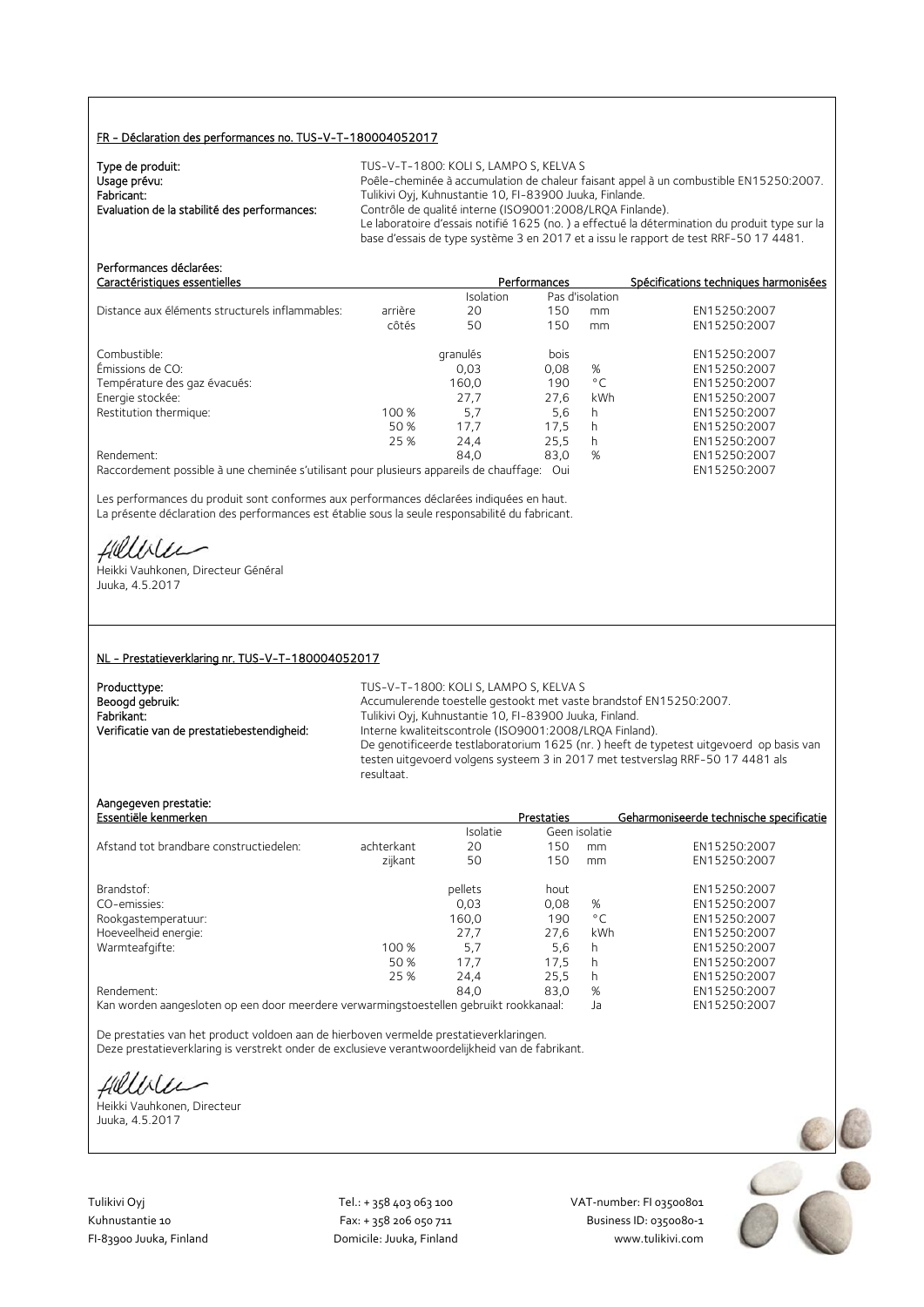## FR - Déclaration des performances no. TUS-V-T-180004052017

**Type de produit:** TUS-V-T-1800: KOLI S, LAMPO S, KELVA S

**Usage prévu:** Poêle-cheminée à accumulation de chaleur faisant appel à un combustible EN15250:2007.

**Fabricant:** Tulikivi Oyj, Kuhnustantie 10, FI-83900 Juuka, Finlande.

**Evaluation de la stabilité des performances:** Contrôle de qualité interne (ISO9001:2008/LRQA Finlande). Le laboratoire d'essais notifié 1625 (no. ) a effectué la détermination du produit type sur la base d'essais de type système 3 en 2017 et a issu le rapport de test RRF-50 17 4481.

**Performances déclarées:**

| Caractéristiques essentielles | | Performances | | | Spécifications techniques harmonisées |
|---|---|---|---|---|---|
| | | Isolation | Pas d'isolation | | |
| Distance aux éléments structurels inflammables: | arrière | 20 | 150 | mm | EN15250:2007 |
| | côtés | 50 | 150 | mm | EN15250:2007 |
| Combustible: | | granulés | bois | | EN15250:2007 |
| Émissions de CO: | | 0,03 | 0,08 | % | EN15250:2007 |
| Température des gaz évacués: | | 160,0 | 190 | °C | EN15250:2007 |
| Energie stockée: | | 27,7 | 27,6 | kWh | EN15250:2007 |
| Restitution thermique: | 100 % | 5,7 | 5,6 | h | EN15250:2007 |
| | 50 % | 17,7 | 17,5 | h | EN15250:2007 |
| | 25 % | 24,4 | 25,5 | h | EN15250:2007 |
| Rendement: | | 84,0 | 83,0 | % | EN15250:2007 |
| Raccordement possible à une cheminée s'utilisant pour plusieurs appareils de chauffage: | | | Oui | | EN15250:2007 |

Les performances du produit sont conformes aux performances déclarées indiquées en haut.
La présente déclaration des performances est établie sous la seule responsabilité du fabricant.

Heikki Vauhkonen, Directeur Général
Juuka, 4.5.2017

## NL - Prestatieverklaring nr. TUS-V-T-180004052017

**Producttype:** TUS-V-T-1800: KOLI S, LAMPO S, KELVA S

**Beoogd gebruik:** Accumulerende toestelle gestookt met vaste brandstof EN15250:2007.

**Fabrikant:** Tulikivi Oyj, Kuhnustantie 10, FI-83900 Juuka, Finland.

**Verificatie van de prestatiebestendigheid:** Interne kwaliteitscontrole (ISO9001:2008/LRQA Finland). De genotificeerde testlaboratorium 1625 (nr. ) heeft de typetest uitgevoerd op basis van testen uitgevoerd volgens systeem 3 in 2017 met testverslag RRF-50 17 4481 als resultaat.

**Aangegeven prestatie:**

| Essentiële kenmerken | | Prestaties | | | Geharmoniseerde technische specificatie |
|---|---|---|---|---|---|
| | | Isolatie | Geen isolatie | | |
| Afstand tot brandbare constructiedelen: | achterkant | 20 | 150 | mm | EN15250:2007 |
| | zijkant | 50 | 150 | mm | EN15250:2007 |
| Brandstof: | | pellets | hout | | EN15250:2007 |
| CO-emissies: | | 0,03 | 0,08 | % | EN15250:2007 |
| Rookgastemperatuur: | | 160,0 | 190 | °C | EN15250:2007 |
| Hoeveelheid energie: | | 27,7 | 27,6 | kWh | EN15250:2007 |
| Warmteafgifte: | 100 % | 5,7 | 5,6 | h | EN15250:2007 |
| | 50 % | 17,7 | 17,5 | h | EN15250:2007 |
| | 25 % | 24,4 | 25,5 | h | EN15250:2007 |
| Rendement: | | 84,0 | 83,0 | % | EN15250:2007 |
| Kan worden aangesloten op een door meerdere verwarmingstoestellen gebruikt rookkanaal: | | | Ja | | EN15250:2007 |

De prestaties van het product voldoen aan de hierboven vermelde prestatieverklaringen.
Deze prestatieverklaring is verstrekt onder de exclusieve verantwoordelijkheid van de fabrikant.

Heikki Vauhkonen, Directeur
Juuka, 4.5.2017

Tulikivi Oyj
Kuhnustantie 10
FI-83900 Juuka, Finland

Tel.: + 358 403 063 100
Fax: + 358 206 050 711
Domicile: Juuka, Finland

VAT-number: FI 03500801
Business ID: 0350080-1
www.tulikivi.com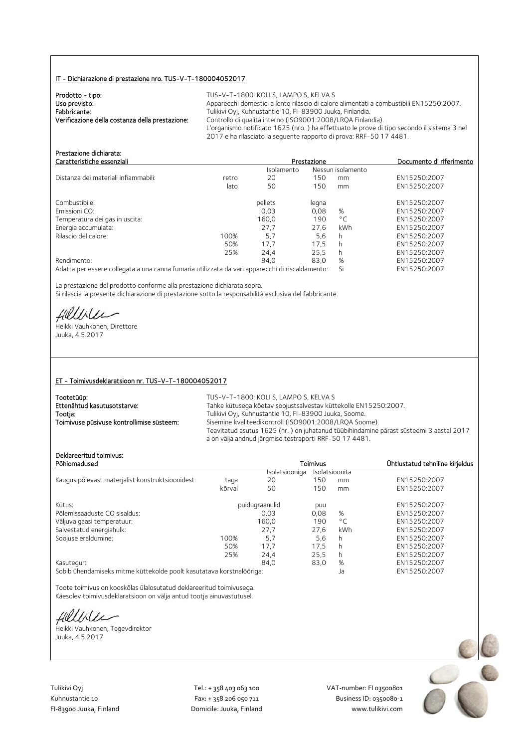## IT - Dichiarazione di prestazione nro. TUS-V-T-180004052017

**Prodotto - tipo:** TUS-V-T-1800: KOLI S, LAMPO S, KELVA S
**Uso previsto:** Apparecchi domestici a lento rilascio di calore alimentati a combustibili EN15250:2007.
**Fabbricante:** Tulikivi Oyj, Kuhnustantie 10, FI-83900 Juuka, Finlandia.
**Verificazione della costanza della prestazione:** Controllo di qualità interno (ISO9001:2008/LRQA Finlandia).
L'organismo notificato 1625 (nro. ) ha effettuato le prove di tipo secondo il sistema 3 nel 2017 e ha rilasciato la seguente rapporto di prova: RRF-50 17 4481.

**Prestazione dichiarata:**

| Caratteristiche essenziali | | Prestazione | | | Documento di riferimento |
|---|---|---|---|---|---|
| | | Isolamento | Nessun isolamento | | |
| Distanza dei materiali infiammabili: | retro | 20 | 150 | mm | EN15250:2007 |
| | lato | 50 | 150 | mm | EN15250:2007 |
| Combustibile: | | pellets | legna | | EN15250:2007 |
| Emissioni CO: | | 0,03 | 0,08 | % | EN15250:2007 |
| Temperatura dei gas in uscita: | | 160,0 | 190 | °C | EN15250:2007 |
| Energia accumulata: | | 27,7 | 27,6 | kWh | EN15250:2007 |
| Rilascio del calore: | 100% | 5,7 | 5,6 | h | EN15250:2007 |
| | 50% | 17,7 | 17,5 | h | EN15250:2007 |
| | 25% | 24,4 | 25,5 | h | EN15250:2007 |
| Rendimento: | | 84,0 | 83,0 | % | EN15250:2007 |
| Adatta per essere collegata a una canna fumaria utilizzata da vari apparecchi di riscaldamento: | | | Si | | EN15250:2007 |

La prestazione del prodotto conforme alla prestazione dichiarata sopra.
Si rilascia la presente dichiarazione di prestazione sotto la responsabilità esclusiva del fabbricante.

Heikki Vauhkonen, Direttore
Juuka, 4.5.2017

## ET - Toimivusdeklaratsioon nr. TUS-V-T-180004052017

**Tootetüüp:** TUS-V-T-1800: KOLI S, LAMPO S, KELVA S
**Ettenähtud kasutusotstarve:** Tahke kütusega köetav soojustsalvestav küttekolle EN15250:2007.
**Tootja:** Tulikivi Oyj, Kuhnustantie 10, FI-83900 Juuka, Soome.
**Toimivuse püsivuse kontrollimise süsteem:** Sisemine kvaliteedikontroll (ISO9001:2008/LRQA Soome).
Teavitatud asutus 1625 (nr. ) on juhatanud tüübihindamine pärast süsteemi 3 aastal 2017 a on välja andnud järgmise testraporti RRF-50 17 4481.

**Deklareeritud toimivus:**

| Põhiomadused | | Toimivus | | | Ühtlustatud tehniline kirjeldus |
|---|---|---|---|---|---|
| | | Isolatsiooniga | Isolatsioonita | | |
| Kaugus põlevast materjalist konstruktsioonidest: | taga | 20 | 150 | mm | EN15250:2007 |
| | kõrval | 50 | 150 | mm | EN15250:2007 |
| Kütus: | | puidugraanulid | puu | | EN15250:2007 |
| Põlemissaaduste CO sisaldus: | | 0,03 | 0,08 | % | EN15250:2007 |
| Väljuva gaasi temperatuur: | | 160,0 | 190 | °C | EN15250:2007 |
| Salvestatud energiahulk: | | 27,7 | 27,6 | kWh | EN15250:2007 |
| Soojuse eraldumine: | 100% | 5,7 | 5,6 | h | EN15250:2007 |
| | 50% | 17,7 | 17,5 | h | EN15250:2007 |
| | 25% | 24,4 | 25,5 | h | EN15250:2007 |
| Kasutegur: | | 84,0 | 83,0 | % | EN15250:2007 |
| Sobib ühendamiseks mitme küttekolde poolt kasutatava korstnalõõriga: | | | | Ja | EN15250:2007 |

Toote toimivus on kooskõlas ülalosutatud deklareeritud toimivusega.
Käesolev toimivusdeklaratsioon on välja antud tootja ainuvastutusel.

Heikki Vauhkonen, Tegevdirektor
Juuka, 4.5.2017

Tulikivi Oyj
Kuhnustantie 10
FI-83900 Juuka, Finland

Tel.: + 358 403 063 100
Fax: + 358 206 050 711
Domicile: Juuka, Finland

VAT-number: FI 03500801
Business ID: 0350080-1
www.tulikivi.com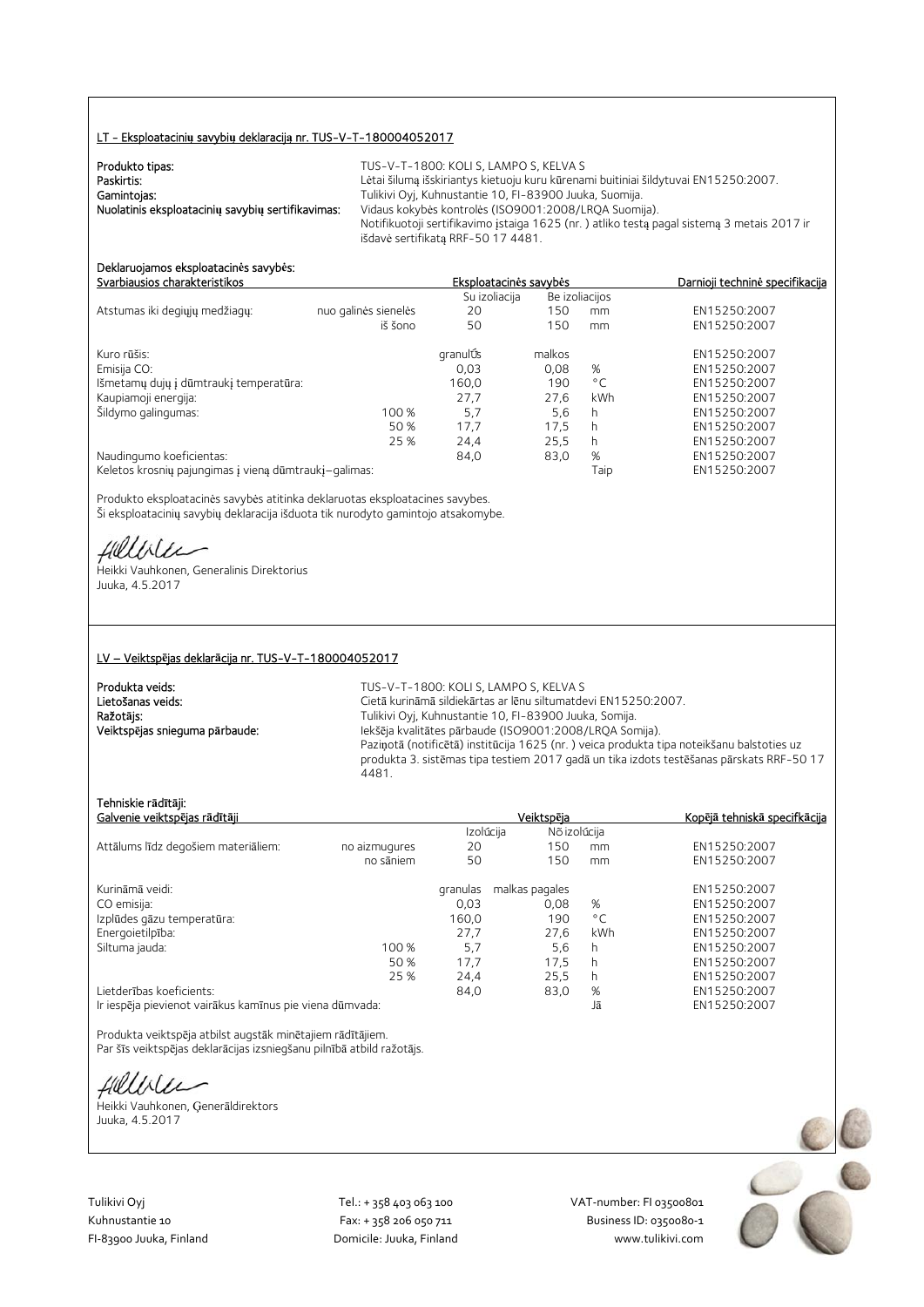## LT - Eksploatacinių savybių deklaraciją nr. TUS-V-T-180004052017

**Produkto tipas:** TUS-V-T-1800: KOLI S, LAMPO S, KELVA S
**Paskirtis:** Lėtai šilumą išskiriantys kietuoju kuru kūrenami buitiniai šildytuvai EN15250:2007.
**Gamintojas:** Tulikivi Oyj, Kuhnustantie 10, FI-83900 Juuka, Suomija.
**Nuolatinis eksploatacinių savybių sertifikavimas:** Vidaus kokybės kontrolės (ISO9001:2008/LRQA Suomija). Notifikuotoji sertifikavimo įstaiga 1625 (nr. ) atliko testą pagal sistemą 3 metais 2017 ir išdavė sertifikatą RRF-50 17 4481.

**Deklaruojamos eksploatacinės savybės:**

| Svarbiausios charakteristikos | | Eksploatacinės savybės | | | Darnioji techninė specifikacija |
|---|---|---|---|---|---|
| | | Su izoliacija | Be izoliacijos | | |
| Atstumas iki degiųjų medžiagų: | nuo galinės sienelės | 20 | 150 | mm | EN15250:2007 |
| | iš šono | 50 | 150 | mm | EN15250:2007 |
| Kuro rūšis: | | granulės | malkos | | EN15250:2007 |
| Emisija CO: | | 0,03 | 0,08 | % | EN15250:2007 |
| Išmetamų dujų į dūmtraukį temperatūra: | | 160,0 | 190 | °C | EN15250:2007 |
| Kaupiamoji energija: | | 27,7 | 27,6 | kWh | EN15250:2007 |
| Šildymo galingumas: | 100 % | 5,7 | 5,6 | h | EN15250:2007 |
| | 50 % | 17,7 | 17,5 | h | EN15250:2007 |
| | 25 % | 24,4 | 25,5 | h | EN15250:2007 |
| Naudingumo koeficientas: | | 84,0 | 83,0 | % | EN15250:2007 |
| Keletos krosnių pajungimas į vieną dūmtraukį–galimas: | | | | Taip | EN15250:2007 |

Produkto eksploatacinės savybės atitinka deklaruotas eksploatacines savybes.
Ši eksploatacinių savybių deklaracija išduota tik nurodyto gamintojo atsakomybe.

Heikki Vauhkonen, Generalinis Direktorius
Juuka, 4.5.2017

## LV – Veiktspējas deklarācija nr. TUS-V-T-180004052017

**Produkta veids:** TUS-V-T-1800: KOLI S, LAMPO S, KELVA S
**Lietošanas veids:** Cietā kurināmā sildiekārtas ar lēnu siltumatdevi EN15250:2007.
**Ražotājs:** Tulikivi Oyj, Kuhnustantie 10, FI-83900 Juuka, Somija.
**Veiktspējas snieguma pārbaude:** Iekšēja kvalitātes pārbaude (ISO9001:2008/LRQA Somija). Paziņotā (notificētā) institūcija 1625 (nr. ) veica produkta tipa noteikšanu balstoties uz produkta 3. sistēmas tipa testiem 2017 gadā un tika izdots testēšanas pārskats RRF-50 17 4481.

**Tehniskie rādītāji:**

| Galvenie veiktspējas rādītāji | | Veiktspēja | | | Kopējā tehniskā specifkācija |
|---|---|---|---|---|---|
| | | Izolācija | Nē izolācija | | |
| Attālums līdz degošiem materiāliem: | no aizmugures | 20 | 150 | mm | EN15250:2007 |
| | no sāniem | 50 | 150 | mm | EN15250:2007 |
| Kurināmā veidi: | | granulas | malkas pagales | | EN15250:2007 |
| CO emisija: | | 0,03 | 0,08 | % | EN15250:2007 |
| Izplūdes gāzu temperatūra: | | 160,0 | 190 | °C | EN15250:2007 |
| Energoietilpība: | | 27,7 | 27,6 | kWh | EN15250:2007 |
| Siltuma jauda: | 100 % | 5,7 | 5,6 | h | EN15250:2007 |
| | 50 % | 17,7 | 17,5 | h | EN15250:2007 |
| | 25 % | 24,4 | 25,5 | h | EN15250:2007 |
| Lietderības koeficients: | | 84,0 | 83,0 | % | EN15250:2007 |
| Ir iespēja pievienot vairākus kamīnus pie viena dūmvada: | | | | Jā | EN15250:2007 |

Produkta veiktspēja atbilst augstāk minētajiem rādītājiem.
Par šīs veiktspējas deklarācijas izsniegšanu pilnībā atbild ražotājs.

Heikki Vauhkonen, Ģenerāldirektors
Juuka, 4.5.2017

Tulikivi Oyj
Kuhnustantie 10
FI-83900 Juuka, Finland

Tel.: + 358 403 063 100
Fax: + 358 206 050 711
Domicile: Juuka, Finland

VAT-number: FI 03500801
Business ID: 0350080-1
www.tulikivi.com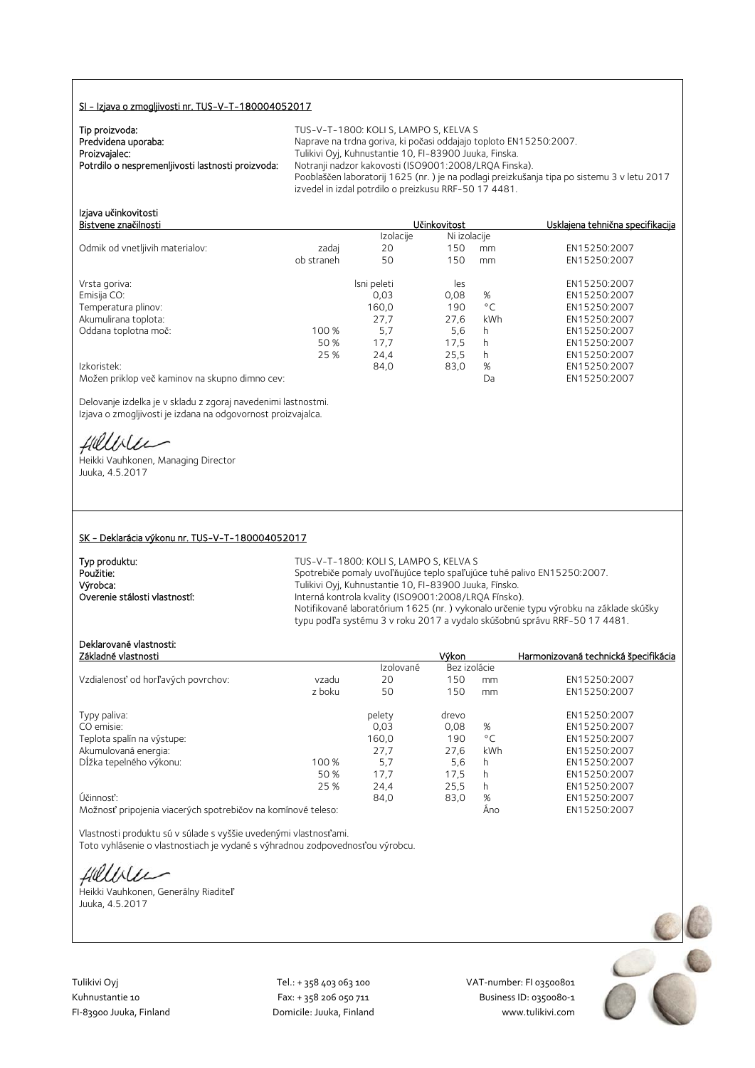## SI - Izjava o zmogljivosti nr. TUS-V-T-180004052017

**Tip proizvoda:** TUS-V-T-1800: KOLI S, LAMPO S, KELVA S
**Predvidena uporaba:** Naprave na trdna goriva, ki počasi oddajajo toploto EN15250:2007.
**Proizvajalec:** Tulikivi Oyj, Kuhnustantie 10, FI-83900 Juuka, Finska.
**Potrdilo o nespremenljivosti lastnosti proizvoda:** Notranji nadzor kakovosti (ISO9001:2008/LRQA Finska).
Pooblaščen laboratorij 1625 (nr. ) je na podlagi preizkušanja tipa po sistemu 3 v letu 2017 izvedel in izdal potrdilo o preizkusu RRF-50 17 4481.

Izjava učinkovitosti

| Bistvene značilnosti | | Učinkovitost | | | Usklajena tehnična specifikacija |
|---|---|---|---|---|---|
| | | Izolacije | Ni izolacije | | |
| Odmik od vnetljivih materialov: | zadaj | 20 | 150 | mm | EN15250:2007 |
| | ob straneh | 50 | 150 | mm | EN15250:2007 |
| Vrsta goriva: | | lsni peleti | les | | EN15250:2007 |
| Emisija CO: | | 0,03 | 0,08 | % | EN15250:2007 |
| Temperatura plinov: | | 160,0 | 190 | °C | EN15250:2007 |
| Akumulirana toplota: | | 27,7 | 27,6 | kWh | EN15250:2007 |
| Oddana toplotna moč: | 100 % | 5,7 | 5,6 | h | EN15250:2007 |
| | 50 % | 17,7 | 17,5 | h | EN15250:2007 |
| | 25 % | 24,4 | 25,5 | h | EN15250:2007 |
| Izkoristek: | | 84,0 | 83,0 | % | EN15250:2007 |
| Možen priklop več kaminov na skupno dimno cev: | | | | Da | EN15250:2007 |

Delovanje izdelka je v skladu z zgoraj navedenimi lastnostmi.
Izjava o zmogljivosti je izdana na odgovornost proizvajalca.

Heikki Vauhkonen, Managing Director
Juuka, 4.5.2017

## SK – Deklarácia výkonu nr. TUS-V-T-180004052017

**Typ produktu:** TUS-V-T-1800: KOLI S, LAMPO S, KELVA S
**Použitie:** Spotrebiče pomaly uvoľňujúce teplo spaľujúce tuhé palivo EN15250:2007.
**Výrobca:** Tulikivi Oyj, Kuhnustantie 10, FI-83900 Juuka, Fínsko.
**Overenie stálosti vlastností:** Interná kontrola kvality (ISO9001:2008/LRQA Fínsko).
Notifikované laboratórium 1625 (nr. ) vykonalo určenie typu výrobku na základe skúšky typu podľa systému 3 v roku 2017 a vydalo skúšobnú správu RRF-50 17 4481.

Deklarované vlastnosti:

| Základné vlastnosti | | Výkon | | | Harmonizovaná technická špecifikácia |
|---|---|---|---|---|---|
| | | Izolované | Bez izolácie | | |
| Vzdialenosť od horľavých povrchov: | vzadu | 20 | 150 | mm | EN15250:2007 |
| | z boku | 50 | 150 | mm | EN15250:2007 |
| Typy paliva: | | pelety | drevo | | EN15250:2007 |
| CO emisie: | | 0,03 | 0,08 | % | EN15250:2007 |
| Teplota spalín na výstupe: | | 160,0 | 190 | °C | EN15250:2007 |
| Akumulovaná energia: | | 27,7 | 27,6 | kWh | EN15250:2007 |
| Dĺžka tepelného výkonu: | 100 % | 5,7 | 5,6 | h | EN15250:2007 |
| | 50 % | 17,7 | 17,5 | h | EN15250:2007 |
| | 25 % | 24,4 | 25,5 | h | EN15250:2007 |
| Účinnosť: | | 84,0 | 83,0 | % | EN15250:2007 |
| Možnosť pripojenia viacerých spotrebičov na komínové teleso: | | | | Áno | EN15250:2007 |

Vlastnosti produktu sú v súlade s vyššie uvedenými vlastnosťami.
Toto vyhlásenie o vlastnostiach je vydané s výhradnou zodpovednosťou výrobcu.

Heikki Vauhkonen, Generálny Riaditeľ
Juuka, 4.5.2017

Tulikivi Oyj
Kuhnustantie 10
FI-83900 Juuka, Finland

Tel.: + 358 403 063 100
Fax: + 358 206 050 711
Domicile: Juuka, Finland

VAT-number: FI 03500801
Business ID: 0350080-1
www.tulikivi.com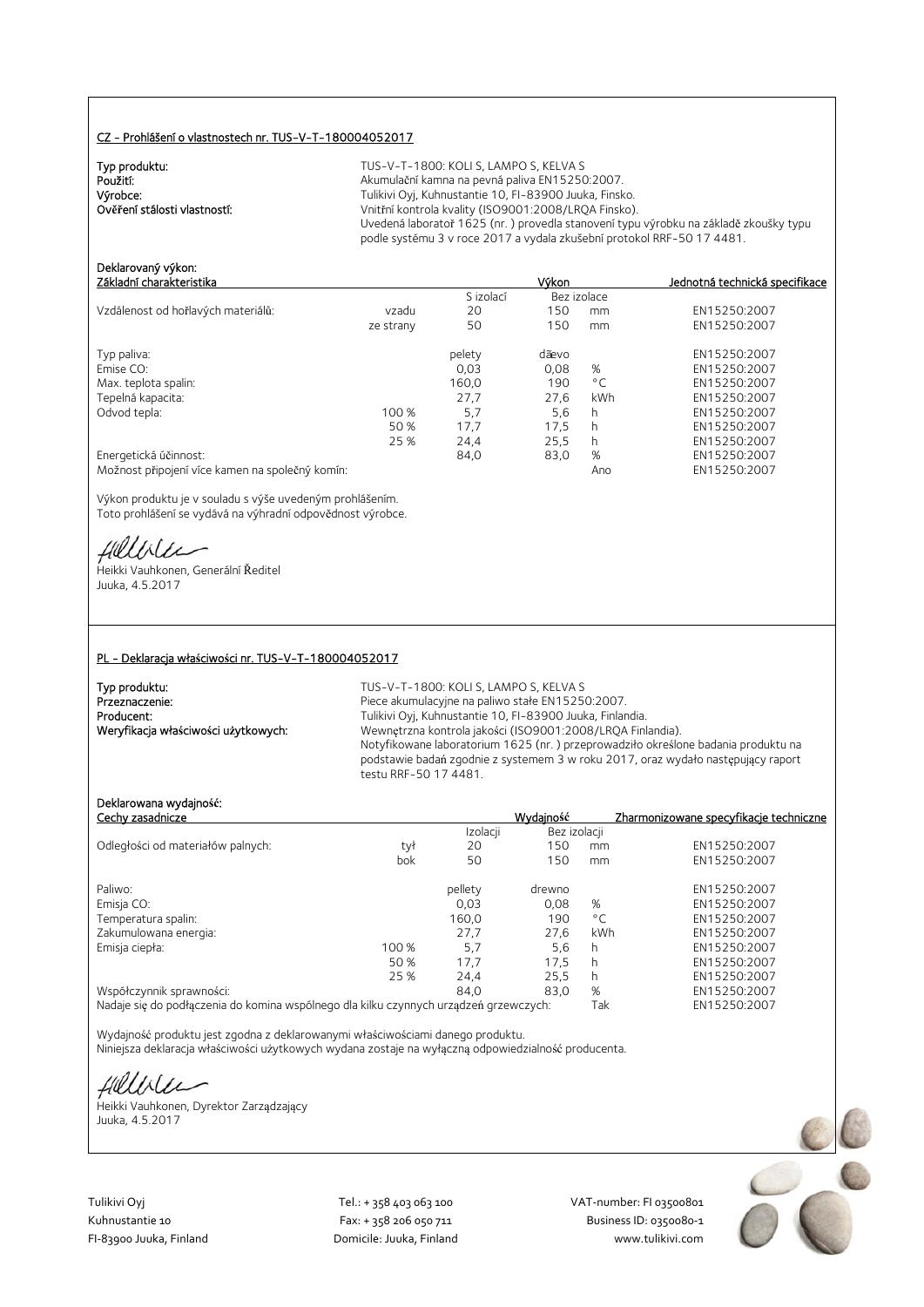## CZ - Prohlášení o vlastnostech nr. TUS-V-T-180004052017

**Typ produktu:** TUS-V-T-1800: KOLI S, LAMPO S, KELVA S
**Použití:** Akumulační kamna na pevná paliva EN15250:2007.
**Výrobce:** Tulikivi Oyj, Kuhnustantie 10, FI-83900 Juuka, Finsko.
**Ověření stálosti vlastností:** Vnitřní kontrola kvality (ISO9001:2008/LRQA Finsko).
Uvedená laboratoř 1625 (nr. ) provedla stanovení typu výrobku na základě zkoušky typu podle systému 3 v roce 2017 a vydala zkušební protokol RRF-50 17 4481.

**Deklarovaný výkon:**

| Základní charakteristika | | Výkon | | | Jednotná technická specifikace |
|---|---|---|---|---|---|
| | | S izolací | Bez izolace | | |
| Vzdálenost od hořlavých materiálů: | vzadu | 20 | 150 | mm | EN15250:2007 |
| | ze strany | 50 | 150 | mm | EN15250:2007 |
| Typ paliva: | | pelety | dřevo | | EN15250:2007 |
| Emise CO: | | 0,03 | 0,08 | % | EN15250:2007 |
| Max. teplota spalin: | | 160,0 | 190 | °C | EN15250:2007 |
| Tepelná kapacita: | | 27,7 | 27,6 | kWh | EN15250:2007 |
| Odvod tepla: | 100 % | 5,7 | 5,6 | h | EN15250:2007 |
| | 50 % | 17,7 | 17,5 | h | EN15250:2007 |
| | 25 % | 24,4 | 25,5 | h | EN15250:2007 |
| Energetická účinnost: | | 84,0 | 83,0 | % | EN15250:2007 |
| Možnost připojení více kamen na společný komín: | | | | Ano | EN15250:2007 |

Výkon produktu je v souladu s výše uvedeným prohlášením.
Toto prohlášení se vydává na výhradní odpovědnost výrobce.

Heikki Vauhkonen, Generální Ředitel
Juuka, 4.5.2017

## PL - Deklaracja właściwości nr. TUS-V-T-180004052017

**Typ produktu:** TUS-V-T-1800: KOLI S, LAMPO S, KELVA S
**Przeznaczenie:** Piece akumulacyjne na paliwo stałe EN15250:2007.
**Producent:** Tulikivi Oyj, Kuhnustantie 10, FI-83900 Juuka, Finlandia.
**Weryfikacja właściwości użytkowych:** Wewnętrzna kontrola jakości (ISO9001:2008/LRQA Finlandia).
Notyfikowane laboratorium 1625 (nr. ) przeprowadziło określone badania produktu na podstawie badań zgodnie z systemem 3 w roku 2017, oraz wydało następujący raport testu RRF-50 17 4481.

**Deklarowana wydajność:**

| Cechy zasadnicze | | Wydajność | | | Zharmonizowane specyfikacje techniczne |
|---|---|---|---|---|---|
| | | Izolacji | Bez izolacji | | |
| Odległości od materiałów palnych: | tył | 20 | 150 | mm | EN15250:2007 |
| | bok | 50 | 150 | mm | EN15250:2007 |
| Paliwo: | | pellety | drewno | | EN15250:2007 |
| Emisja CO: | | 0,03 | 0,08 | % | EN15250:2007 |
| Temperatura spalin: | | 160,0 | 190 | °C | EN15250:2007 |
| Zakumulowana energia: | | 27,7 | 27,6 | kWh | EN15250:2007 |
| Emisja ciepła: | 100 % | 5,7 | 5,6 | h | EN15250:2007 |
| | 50 % | 17,7 | 17,5 | h | EN15250:2007 |
| | 25 % | 24,4 | 25,5 | h | EN15250:2007 |
| Współczynnik sprawności: | | 84,0 | 83,0 | % | EN15250:2007 |
| Nadaje się do podłączenia do komina wspólnego dla kilku czynnych urządzeń grzewczych: | | | | Tak | EN15250:2007 |

Wydajność produktu jest zgodna z deklarowanymi właściwościami danego produktu.
Niniejsza deklaracja właściwości użytkowych wydana zostaje na wyłączną odpowiedzialność producenta.

Heikki Vauhkonen, Dyrektor Zarządzający
Juuka, 4.5.2017

Tulikivi Oyj
Kuhnustantie 10
FI-83900 Juuka, Finland

Tel.: + 358 403 063 100
Fax: + 358 206 050 711
Domicile: Juuka, Finland

VAT-number: FI 03500801
Business ID: 0350080-1
www.tulikivi.com